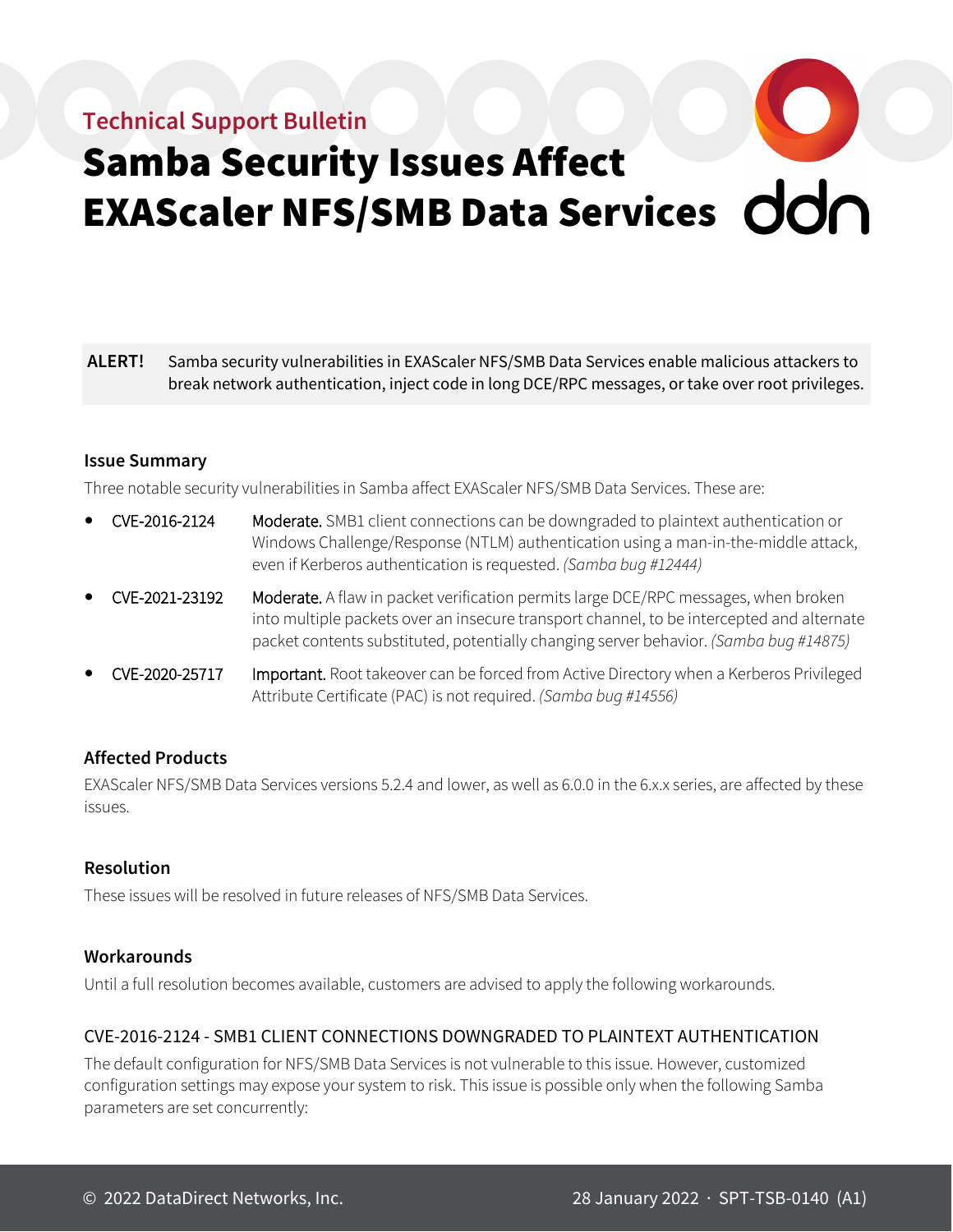Technical Support Bulletin

# Samba Security Issues Affect EXAScaler NFS/SMB Data Services

**ALERT!** Samba security vulnerabilities in EXAScaler NFS/SMB Data Services enable malicious attackers to break network authentication, inject code in long DCE/RPC messages, or take over root privileges.

## Issue Summary

Three notable security vulnerabilities in Samba affect EXAScaler NFS/SMB Data Services. These are:

- CVE-2016-2124 — **Moderate.** SMB1 client connections can be downgraded to plaintext authentication or Windows Challenge/Response (NTLM) authentication using a man-in-the-middle attack, even if Kerberos authentication is requested. *(Samba bug #12444)*
- CVE-2021-23192 — **Moderate.** A flaw in packet verification permits large DCE/RPC messages, when broken into multiple packets over an insecure transport channel, to be intercepted and alternate packet contents substituted, potentially changing server behavior. *(Samba bug #14875)*
- CVE-2020-25717 — **Important.** Root takeover can be forced from Active Directory when a Kerberos Privileged Attribute Certificate (PAC) is not required. *(Samba bug #14556)*

## Affected Products

EXAScaler NFS/SMB Data Services versions 5.2.4 and lower, as well as 6.0.0 in the 6.x.x series, are affected by these issues.

## Resolution

These issues will be resolved in future releases of NFS/SMB Data Services.

## Workarounds

Until a full resolution becomes available, customers are advised to apply the following workarounds.

### CVE-2016-2124 - SMB1 CLIENT CONNECTIONS DOWNGRADED TO PLAINTEXT AUTHENTICATION

The default configuration for NFS/SMB Data Services is not vulnerable to this issue. However, customized configuration settings may expose your system to risk. This issue is possible only when the following Samba parameters are set concurrently: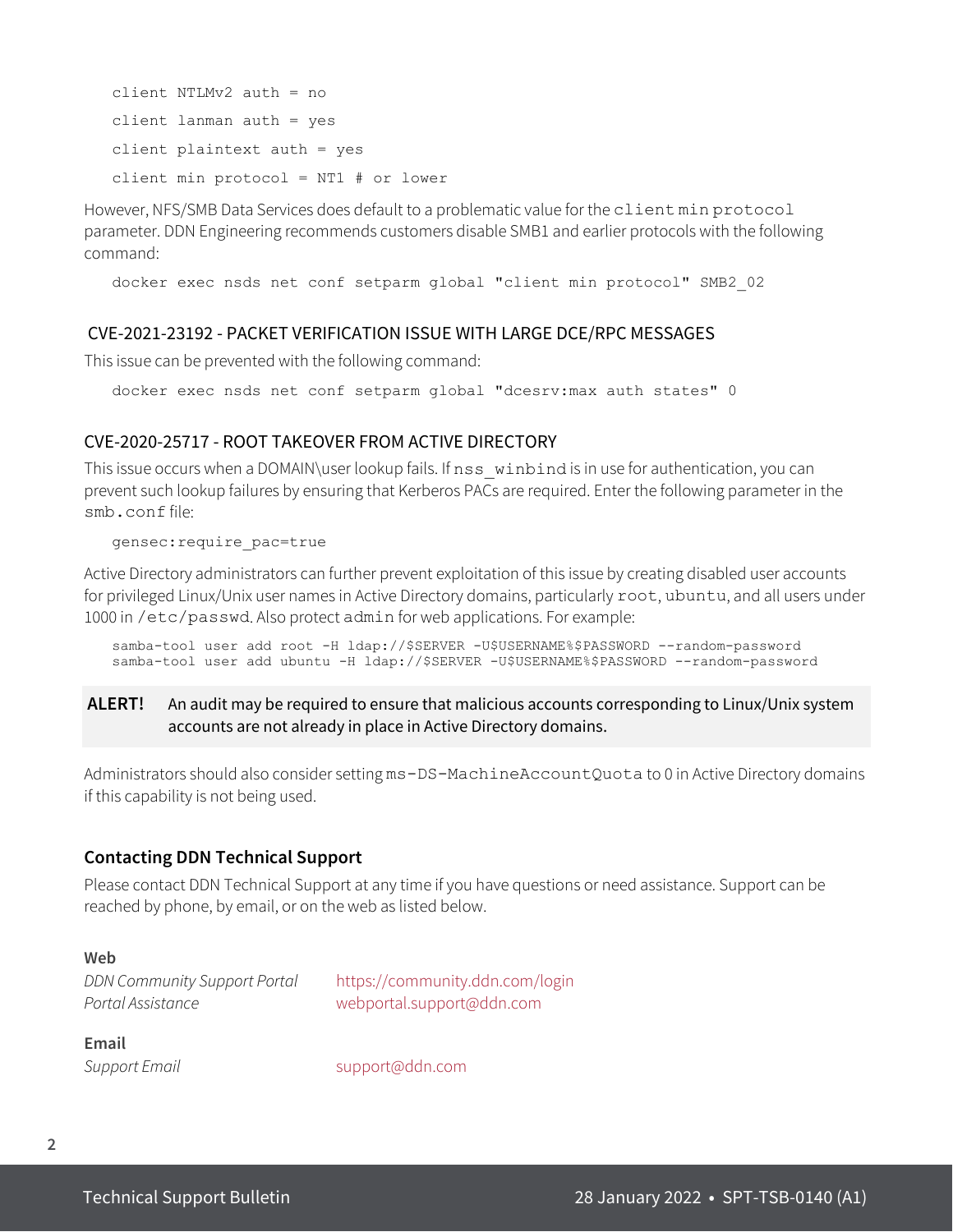```
client NTLMv2 auth = no
client lanman auth = yes
client plaintext auth = yes
client min protocol = NT1 # or lower
```

However, NFS/SMB Data Services does default to a problematic value for the `client min protocol` parameter. DDN Engineering recommends customers disable SMB1 and earlier protocols with the following command:

```
docker exec nsds net conf setparm global "client min protocol" SMB2_02
```

### CVE-2021-23192 - PACKET VERIFICATION ISSUE WITH LARGE DCE/RPC MESSAGES

This issue can be prevented with the following command:

```
docker exec nsds net conf setparm global "dcesrv:max auth states" 0
```

### CVE-2020-25717 - ROOT TAKEOVER FROM ACTIVE DIRECTORY

This issue occurs when a DOMAIN\user lookup fails. If `nss_winbind` is in use for authentication, you can prevent such lookup failures by ensuring that Kerberos PACs are required. Enter the following parameter in the `smb.conf` file:

```
gensec:require_pac=true
```

Active Directory administrators can further prevent exploitation of this issue by creating disabled user accounts for privileged Linux/Unix user names in Active Directory domains, particularly `root`, `ubuntu`, and all users under 1000 in `/etc/passwd`. Also protect `admin` for web applications. For example:

```
samba-tool user add root -H ldap://$SERVER -U$USERNAME%$PASSWORD --random-password
samba-tool user add ubuntu -H ldap://$SERVER -U$USERNAME%$PASSWORD --random-password
```

**ALERT!** An audit may be required to ensure that malicious accounts corresponding to Linux/Unix system accounts are not already in place in Active Directory domains.

Administrators should also consider setting `ms-DS-MachineAccountQuota` to 0 in Active Directory domains if this capability is not being used.

## Contacting DDN Technical Support

Please contact DDN Technical Support at any time if you have questions or need assistance. Support can be reached by phone, by email, or on the web as listed below.

**Web**

| | |
|---|---|
| *DDN Community Support Portal* | https://community.ddn.com/login |
| *Portal Assistance* | webportal.support@ddn.com |

**Email**

| | |
|---|---|
| *Support Email* | support@ddn.com |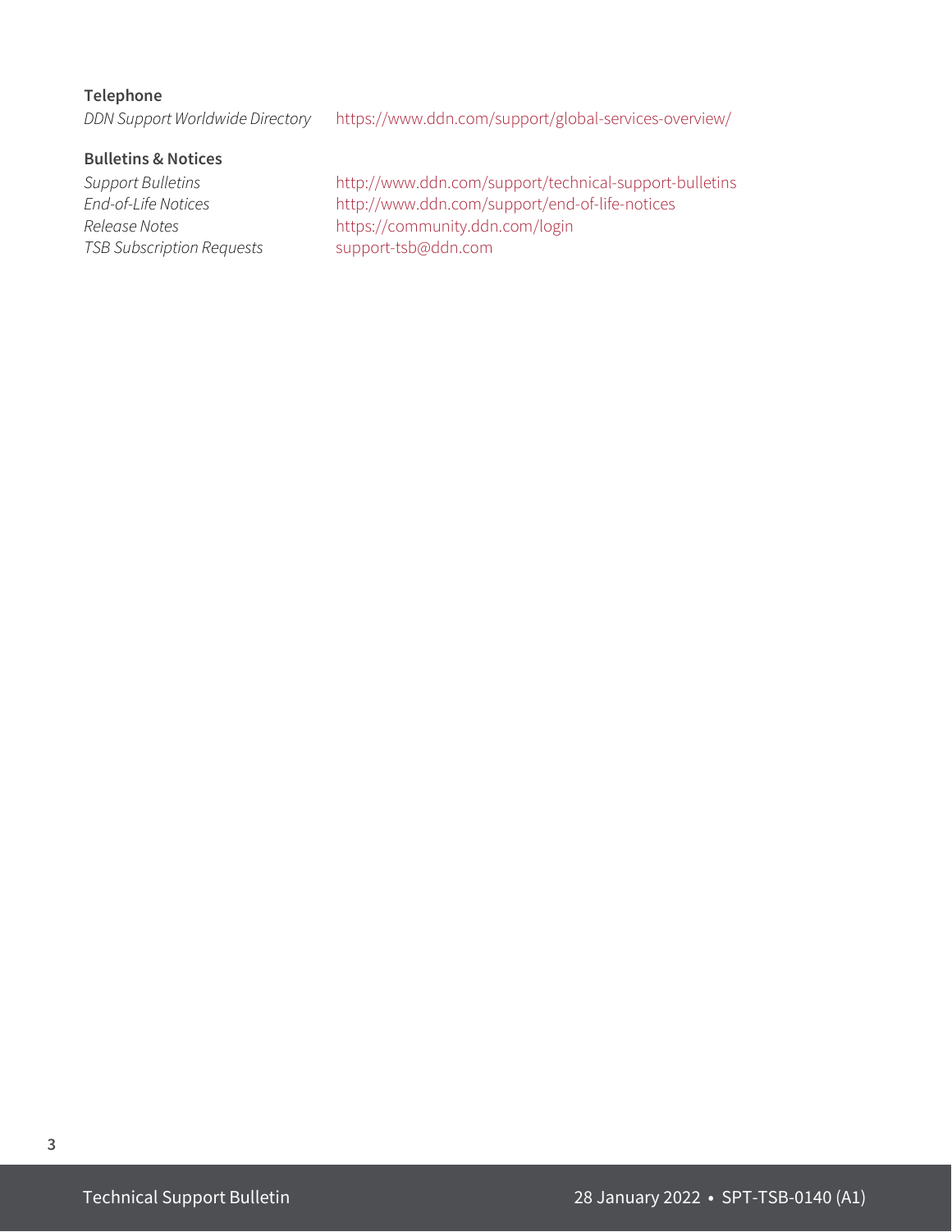**Telephone**

| | |
|---|---|
| *DDN Support Worldwide Directory* | https://www.ddn.com/support/global-services-overview/ |

**Bulletins & Notices**

| | |
|---|---|
| *Support Bulletins* | http://www.ddn.com/support/technical-support-bulletins |
| *End-of-Life Notices* | http://www.ddn.com/support/end-of-life-notices |
| *Release Notes* | https://community.ddn.com/login |
| *TSB Subscription Requests* | support-tsb@ddn.com |